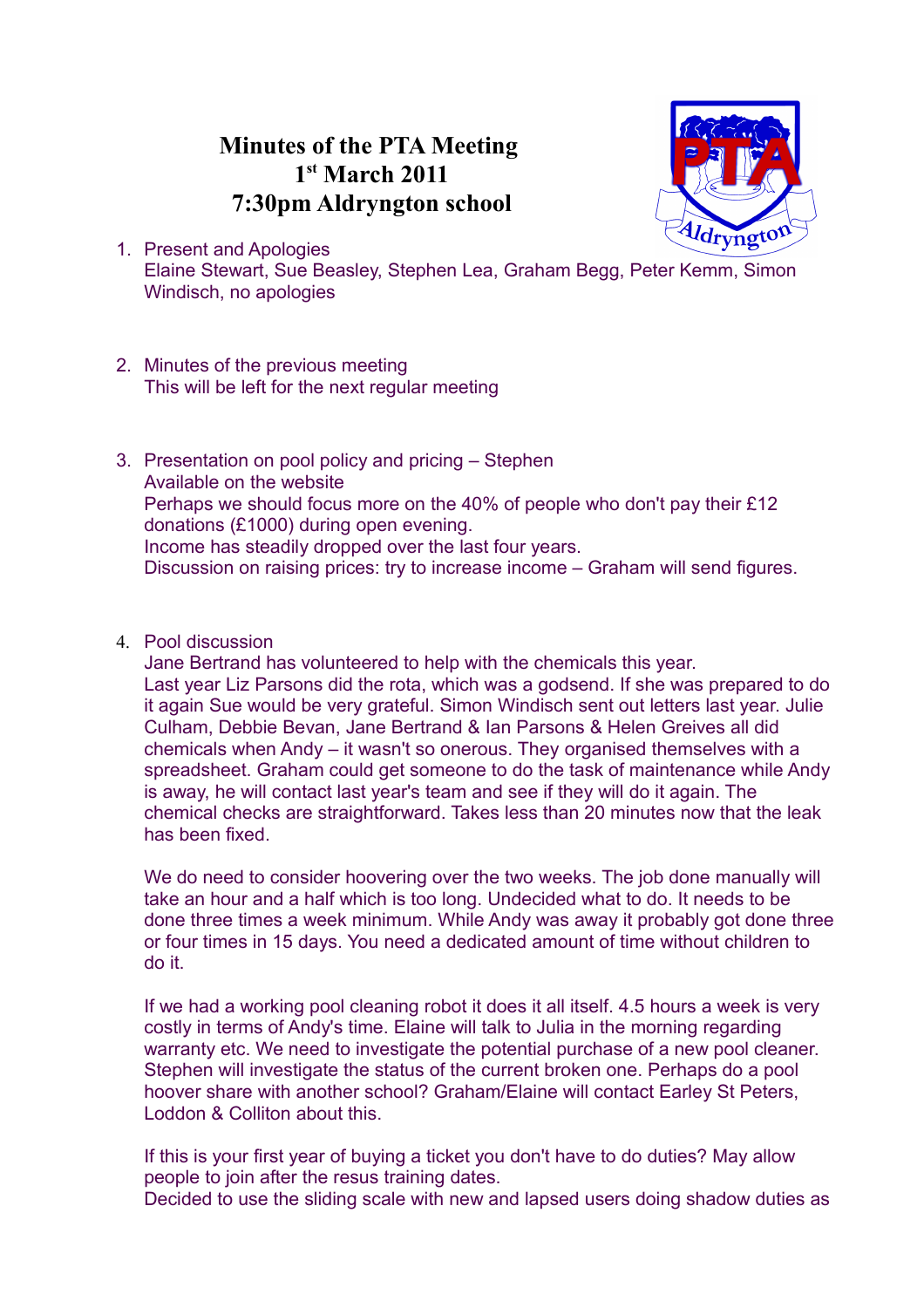# Minutes of the PTA Meeting
# 1st March 2011
# 7:30pm Aldryngton school

1. Present and Apologies
   Elaine Stewart, Sue Beasley, Stephen Lea, Graham Begg, Peter Kemm, Simon Windisch, no apologies

2. Minutes of the previous meeting
   This will be left for the next regular meeting

3. Presentation on pool policy and pricing – Stephen
   Available on the website
   Perhaps we should focus more on the 40% of people who don't pay their £12 donations (£1000) during open evening.
   Income has steadily dropped over the last four years.
   Discussion on raising prices: try to increase income – Graham will send figures.

4. Pool discussion
   Jane Bertrand has volunteered to help with the chemicals this year.
   Last year Liz Parsons did the rota, which was a godsend. If she was prepared to do it again Sue would be very grateful. Simon Windisch sent out letters last year. Julie Culham, Debbie Bevan, Jane Bertrand & Ian Parsons & Helen Greives all did chemicals when Andy – it wasn't so onerous. They organised themselves with a spreadsheet. Graham could get someone to do the task of maintenance while Andy is away, he will contact last year's team and see if they will do it again. The chemical checks are straightforward. Takes less than 20 minutes now that the leak has been fixed.

   We do need to consider hoovering over the two weeks. The job done manually will take an hour and a half which is too long. Undecided what to do. It needs to be done three times a week minimum. While Andy was away it probably got done three or four times in 15 days. You need a dedicated amount of time without children to do it.

   If we had a working pool cleaning robot it does it all itself. 4.5 hours a week is very costly in terms of Andy's time. Elaine will talk to Julia in the morning regarding warranty etc. We need to investigate the potential purchase of a new pool cleaner. Stephen will investigate the status of the current broken one. Perhaps do a pool hoover share with another school? Graham/Elaine will contact Earley St Peters, Loddon & Colliton about this.

   If this is your first year of buying a ticket you don't have to do duties? May allow people to join after the resus training dates.
   Decided to use the sliding scale with new and lapsed users doing shadow duties as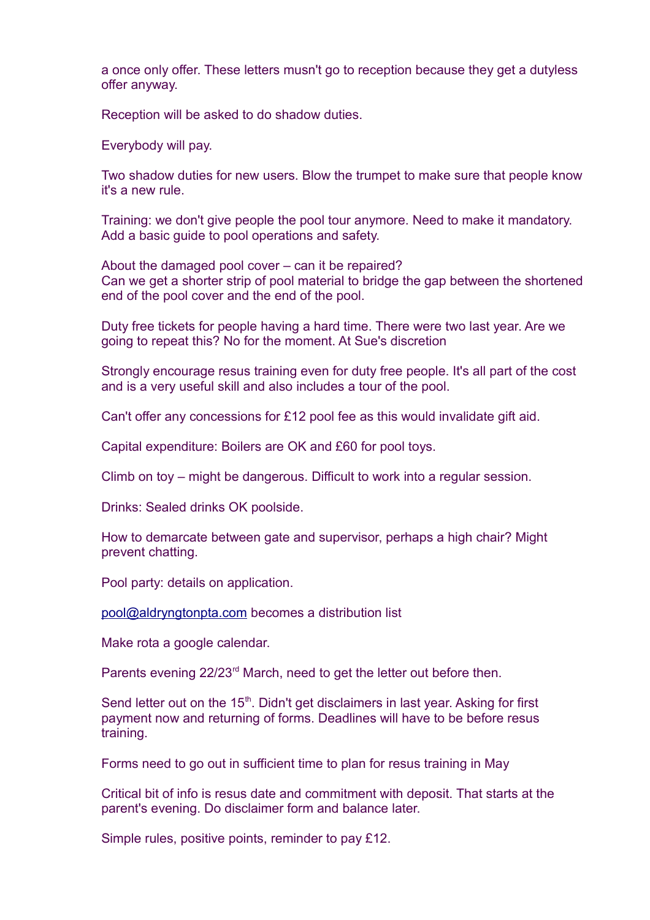a once only offer. These letters musn't go to reception because they get a dutyless offer anyway.

Reception will be asked to do shadow duties.

Everybody will pay.

Two shadow duties for new users. Blow the trumpet to make sure that people know it's a new rule.

Training: we don't give people the pool tour anymore. Need to make it mandatory. Add a basic guide to pool operations and safety.

About the damaged pool cover – can it be repaired?
Can we get a shorter strip of pool material to bridge the gap between the shortened end of the pool cover and the end of the pool.

Duty free tickets for people having a hard time. There were two last year. Are we going to repeat this? No for the moment. At Sue's discretion

Strongly encourage resus training even for duty free people. It's all part of the cost and is a very useful skill and also includes a tour of the pool.

Can't offer any concessions for £12 pool fee as this would invalidate gift aid.

Capital expenditure: Boilers are OK and £60 for pool toys.

Climb on toy – might be dangerous. Difficult to work into a regular session.

Drinks: Sealed drinks OK poolside.

How to demarcate between gate and supervisor, perhaps a high chair? Might prevent chatting.

Pool party: details on application.

pool@aldryngtonpta.com becomes a distribution list

Make rota a google calendar.

Parents evening 22/23rd March, need to get the letter out before then.

Send letter out on the 15th. Didn't get disclaimers in last year. Asking for first payment now and returning of forms. Deadlines will have to be before resus training.

Forms need to go out in sufficient time to plan for resus training in May

Critical bit of info is resus date and commitment with deposit. That starts at the parent's evening. Do disclaimer form and balance later.

Simple rules, positive points, reminder to pay £12.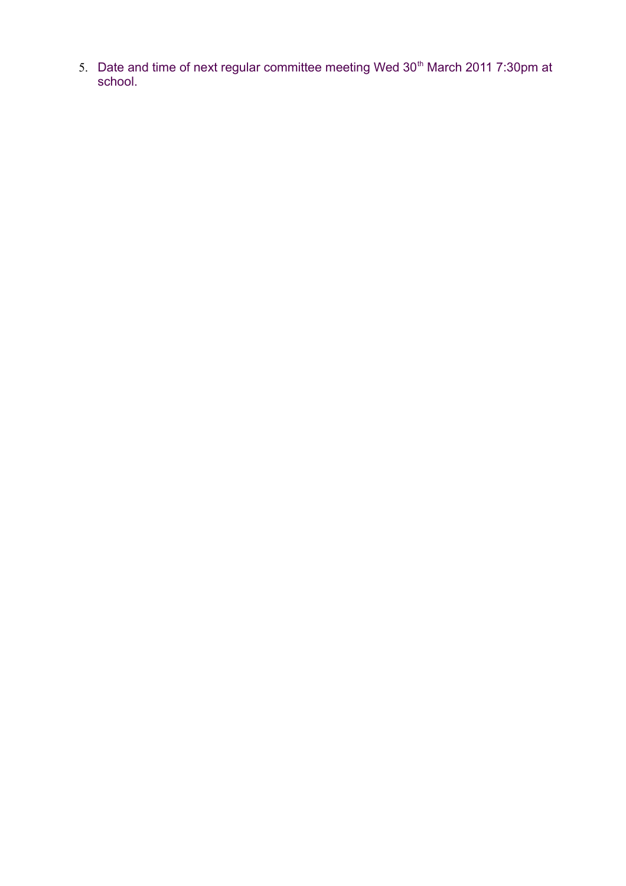5. Date and time of next regular committee meeting Wed 30th March 2011 7:30pm at school.